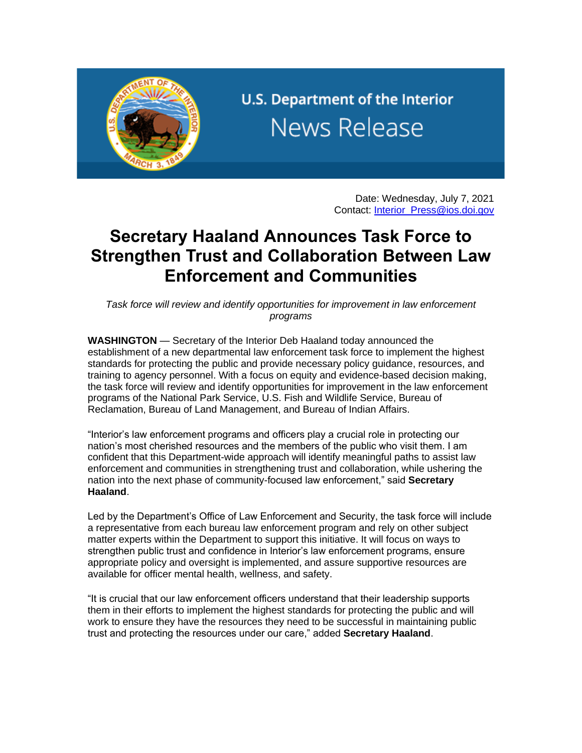U.S. Department of the Interior

News Release

Date: Wednesday, July 7, 2021
Contact: [Interior_Press@ios.doi.gov](mailto:Interior_Press@ios.doi.gov)

# Secretary Haaland Announces Task Force to Strengthen Trust and Collaboration Between Law Enforcement and Communities

*Task force will review and identify opportunities for improvement in law enforcement programs*

**WASHINGTON** — Secretary of the Interior Deb Haaland today announced the establishment of a new departmental law enforcement task force to implement the highest standards for protecting the public and provide necessary policy guidance, resources, and training to agency personnel. With a focus on equity and evidence-based decision making, the task force will review and identify opportunities for improvement in the law enforcement programs of the National Park Service, U.S. Fish and Wildlife Service, Bureau of Reclamation, Bureau of Land Management, and Bureau of Indian Affairs.

"Interior's law enforcement programs and officers play a crucial role in protecting our nation's most cherished resources and the members of the public who visit them. I am confident that this Department-wide approach will identify meaningful paths to assist law enforcement and communities in strengthening trust and collaboration, while ushering the nation into the next phase of community-focused law enforcement," said **Secretary Haaland**.

Led by the Department's Office of Law Enforcement and Security, the task force will include a representative from each bureau law enforcement program and rely on other subject matter experts within the Department to support this initiative. It will focus on ways to strengthen public trust and confidence in Interior's law enforcement programs, ensure appropriate policy and oversight is implemented, and assure supportive resources are available for officer mental health, wellness, and safety.

"It is crucial that our law enforcement officers understand that their leadership supports them in their efforts to implement the highest standards for protecting the public and will work to ensure they have the resources they need to be successful in maintaining public trust and protecting the resources under our care," added **Secretary Haaland**.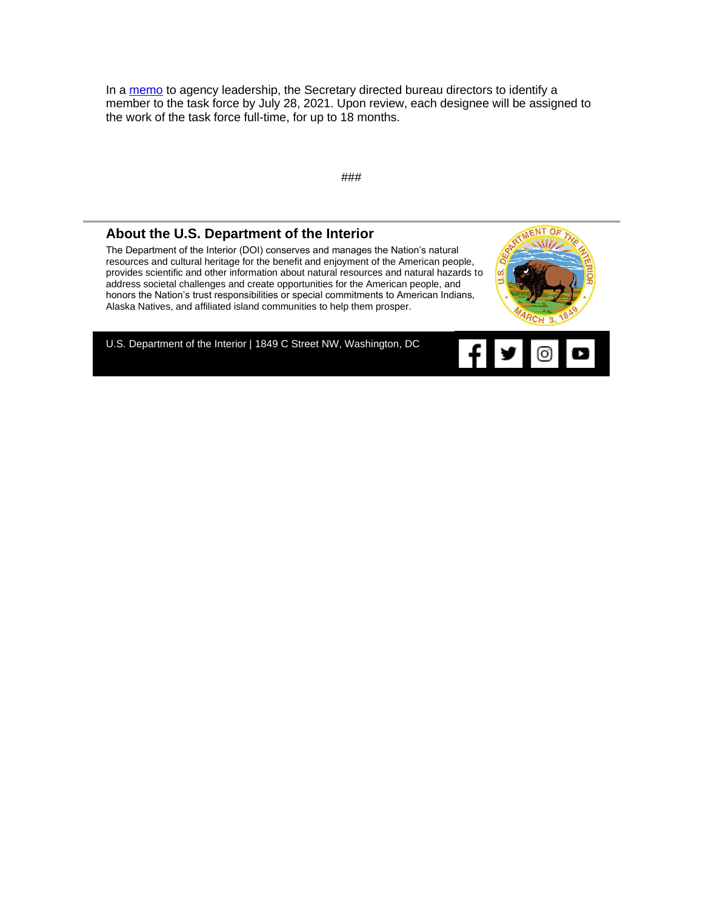In a memo to agency leadership, the Secretary directed bureau directors to identify a member to the task force by July 28, 2021. Upon review, each designee will be assigned to the work of the task force full-time, for up to 18 months.

###

## About the U.S. Department of the Interior

The Department of the Interior (DOI) conserves and manages the Nation's natural resources and cultural heritage for the benefit and enjoyment of the American people, provides scientific and other information about natural resources and natural hazards to address societal challenges and create opportunities for the American people, and honors the Nation's trust responsibilities or special commitments to American Indians, Alaska Natives, and affiliated island communities to help them prosper.

U.S. Department of the Interior | 1849 C Street NW, Washington, DC